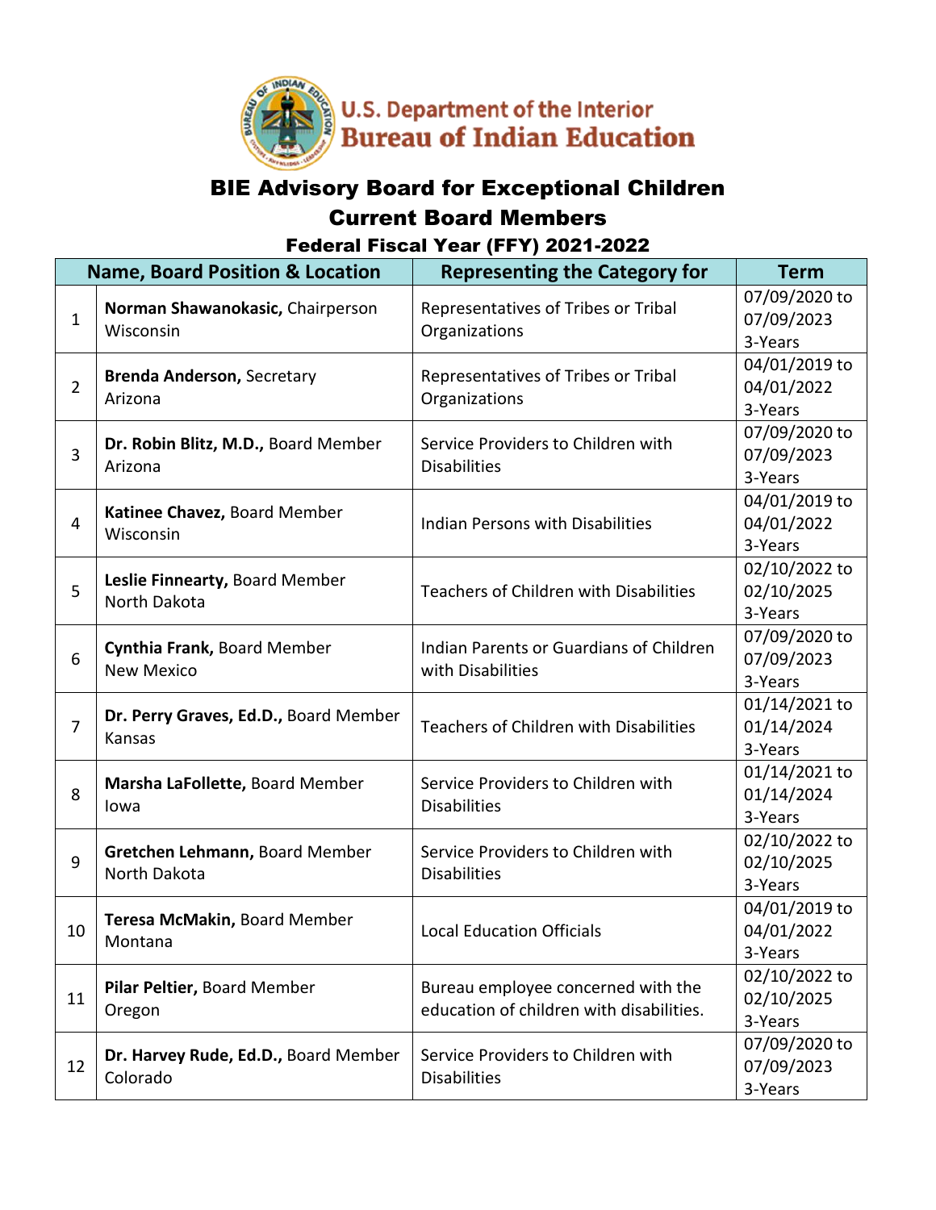U.S. Department of the Interior
Bureau of Indian Education

# BIE Advisory Board for Exceptional Children

## Current Board Members

### Federal Fiscal Year (FFY) 2021-2022

| | Name, Board Position & Location | Representing the Category for | Term |
|---|---|---|---|
| 1 | **Norman Shawanokasic,** Chairperson<br>Wisconsin | Representatives of Tribes or Tribal Organizations | 07/09/2020 to 07/09/2023<br>3-Years |
| 2 | **Brenda Anderson,** Secretary<br>Arizona | Representatives of Tribes or Tribal Organizations | 04/01/2019 to 04/01/2022<br>3-Years |
| 3 | **Dr. Robin Blitz, M.D.,** Board Member<br>Arizona | Service Providers to Children with Disabilities | 07/09/2020 to 07/09/2023<br>3-Years |
| 4 | **Katinee Chavez,** Board Member<br>Wisconsin | Indian Persons with Disabilities | 04/01/2019 to 04/01/2022<br>3-Years |
| 5 | **Leslie Finnearty,** Board Member<br>North Dakota | Teachers of Children with Disabilities | 02/10/2022 to 02/10/2025<br>3-Years |
| 6 | **Cynthia Frank,** Board Member<br>New Mexico | Indian Parents or Guardians of Children with Disabilities | 07/09/2020 to 07/09/2023<br>3-Years |
| 7 | **Dr. Perry Graves, Ed.D.,** Board Member<br>Kansas | Teachers of Children with Disabilities | 01/14/2021 to 01/14/2024<br>3-Years |
| 8 | **Marsha LaFollette,** Board Member<br>Iowa | Service Providers to Children with Disabilities | 01/14/2021 to 01/14/2024<br>3-Years |
| 9 | **Gretchen Lehmann,** Board Member<br>North Dakota | Service Providers to Children with Disabilities | 02/10/2022 to 02/10/2025<br>3-Years |
| 10 | **Teresa McMakin,** Board Member<br>Montana | Local Education Officials | 04/01/2019 to 04/01/2022<br>3-Years |
| 11 | **Pilar Peltier,** Board Member<br>Oregon | Bureau employee concerned with the education of children with disabilities. | 02/10/2022 to 02/10/2025<br>3-Years |
| 12 | **Dr. Harvey Rude, Ed.D.,** Board Member<br>Colorado | Service Providers to Children with Disabilities | 07/09/2020 to 07/09/2023<br>3-Years |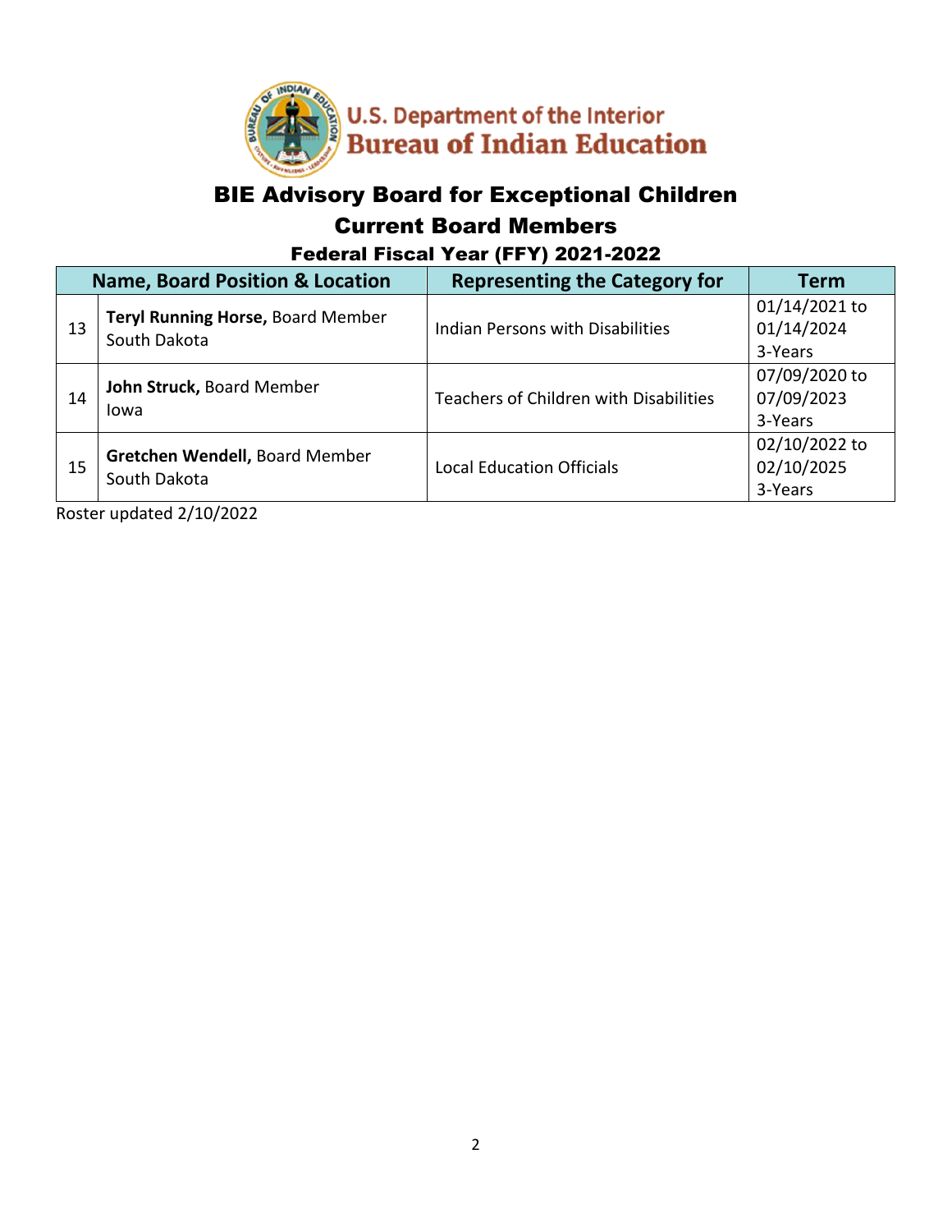U.S. Department of the Interior
Bureau of Indian Education

# BIE Advisory Board for Exceptional Children

## Current Board Members

### Federal Fiscal Year (FFY) 2021-2022

| Name, Board Position & Location | | Representing the Category for | Term |
|---|---|---|---|
| 13 | **Teryl Running Horse,** Board Member<br>South Dakota | Indian Persons with Disabilities | 01/14/2021 to 01/14/2024<br>3-Years |
| 14 | **John Struck,** Board Member<br>Iowa | Teachers of Children with Disabilities | 07/09/2020 to 07/09/2023<br>3-Years |
| 15 | **Gretchen Wendell,** Board Member<br>South Dakota | Local Education Officials | 02/10/2022 to 02/10/2025<br>3-Years |

Roster updated 2/10/2022